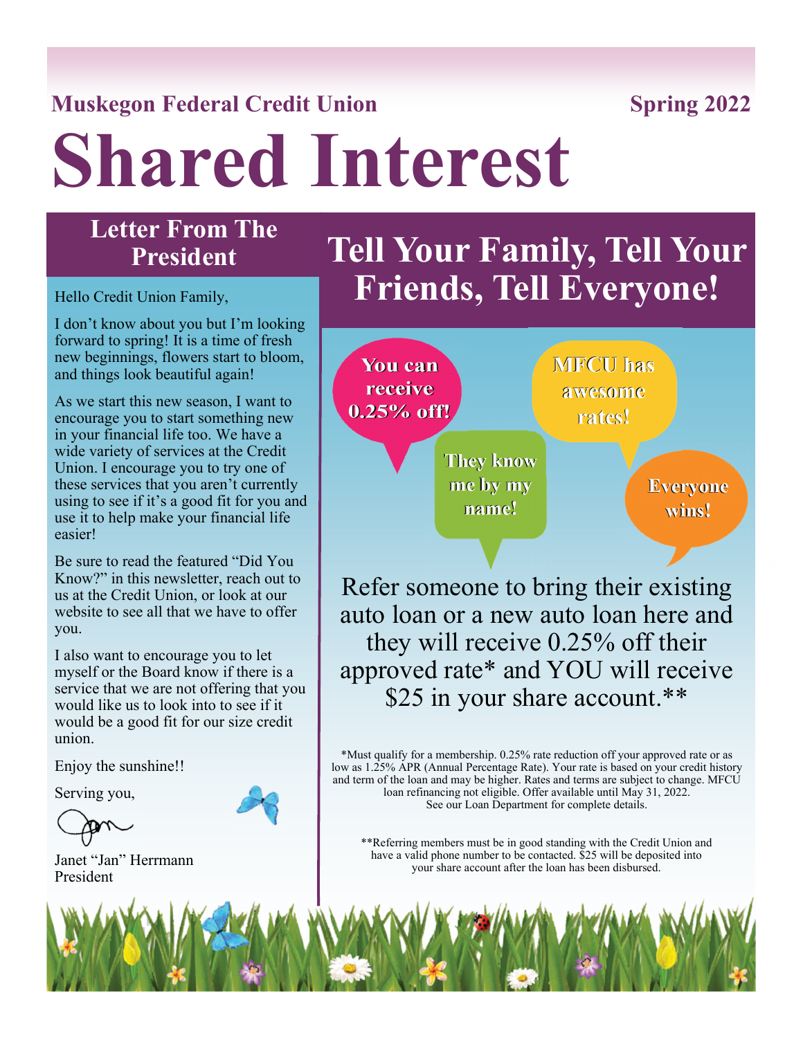Muskegon Federal Credit Union

Spring 2022

# Shared Interest

## Letter From The President

Hello Credit Union Family,

I don't know about you but I'm looking forward to spring! It is a time of fresh new beginnings, flowers start to bloom, and things look beautiful again!

As we start this new season, I want to encourage you to start something new in your financial life too. We have a wide variety of services at the Credit Union. I encourage you to try one of these services that you aren't currently using to see if it's a good fit for you and use it to help make your financial life easier!

Be sure to read the featured "Did You Know?" in this newsletter, reach out to us at the Credit Union, or look at our website to see all that we have to offer you.

I also want to encourage you to let myself or the Board know if there is a service that we are not offering that you would like us to look into to see if it would be a good fit for our size credit union.

Enjoy the sunshine!!

Serving you,

Janet "Jan" Herrmann
President

## Tell Your Family, Tell Your Friends, Tell Everyone!

You can receive 0.25% off!

MFCU has awesome rates!

They know me by my name!

Everyone wins!

Refer someone to bring their existing auto loan or a new auto loan here and they will receive 0.25% off their approved rate* and YOU will receive $25 in your share account.**

*Must qualify for a membership. 0.25% rate reduction off your approved rate or as low as 1.25% APR (Annual Percentage Rate). Your rate is based on your credit history and term of the loan and may be higher. Rates and terms are subject to change. MFCU loan refinancing not eligible. Offer available until May 31, 2022. See our Loan Department for complete details.

**Referring members must be in good standing with the Credit Union and have a valid phone number to be contacted. $25 will be deposited into your share account after the loan has been disbursed.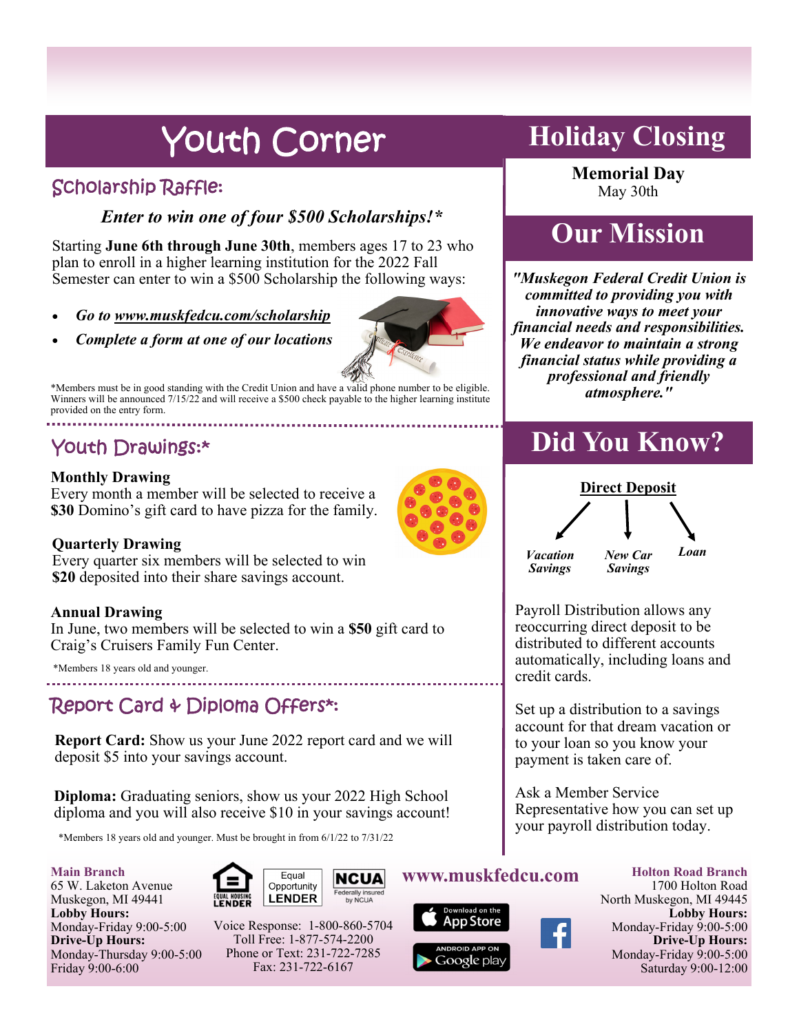# Youth Corner

## Scholarship Raffle:

***Enter to win one of four $500 Scholarships!****

Starting **June 6th through June 30th**, members ages 17 to 23 who plan to enroll in a higher learning institution for the 2022 Fall Semester can enter to win a $500 Scholarship the following ways:

- *Go to www.muskfedcu.com/scholarship*
- *Complete a form at one of our locations*

*Members must be in good standing with the Credit Union and have a valid phone number to be eligible. Winners will be announced 7/15/22 and will receive a $500 check payable to the higher learning institute provided on the entry form.

## Youth Drawings:*

**Monthly Drawing**
Every month a member will be selected to receive a **$30** Domino's gift card to have pizza for the family.

**Quarterly Drawing**
Every quarter six members will be selected to win **$20** deposited into their share savings account.

**Annual Drawing**
In June, two members will be selected to win a **$50** gift card to Craig's Cruisers Family Fun Center.

*Members 18 years old and younger.

## Report Card & Diploma Offers*:

**Report Card:** Show us your June 2022 report card and we will deposit $5 into your savings account.

**Diploma:** Graduating seniors, show us your 2022 High School diploma and you will also receive $10 in your savings account!

*Members 18 years old and younger. Must be brought in from 6/1/22 to 7/31/22

# Holiday Closing

**Memorial Day**
May 30th

# Our Mission

***"Muskegon Federal Credit Union is committed to providing you with innovative ways to meet your financial needs and responsibilities. We endeavor to maintain a strong financial status while providing a professional and friendly atmosphere."***

# Did You Know?

**Direct Deposit**

***Vacation Savings*** ***New Car Savings*** ***Loan***

Payroll Distribution allows any reoccurring direct deposit to be distributed to different accounts automatically, including loans and credit cards.

Set up a distribution to a savings account for that dream vacation or to your loan so you know your payment is taken care of.

Ask a Member Service Representative how you can set up your payroll distribution today.

**Main Branch**
65 W. Laketon Avenue
Muskegon, MI 49441
**Lobby Hours:**
Monday-Friday 9:00-5:00
**Drive-Up Hours:**
Monday-Thursday 9:00-5:00
Friday 9:00-6:00

Equal Housing Lender | Equal Opportunity Lender | NCUA Federally insured by NCUA

Voice Response: 1-800-860-5704
Toll Free: 1-877-574-2200
Phone or Text: 231-722-7285
Fax: 231-722-6167

**www.muskfedcu.com**

Download on the App Store | Android App on Google play

**Holton Road Branch**
1700 Holton Road
North Muskegon, MI 49445
**Lobby Hours:**
Monday-Friday 9:00-5:00
**Drive-Up Hours:**
Monday-Friday 9:00-5:00
Saturday 9:00-12:00